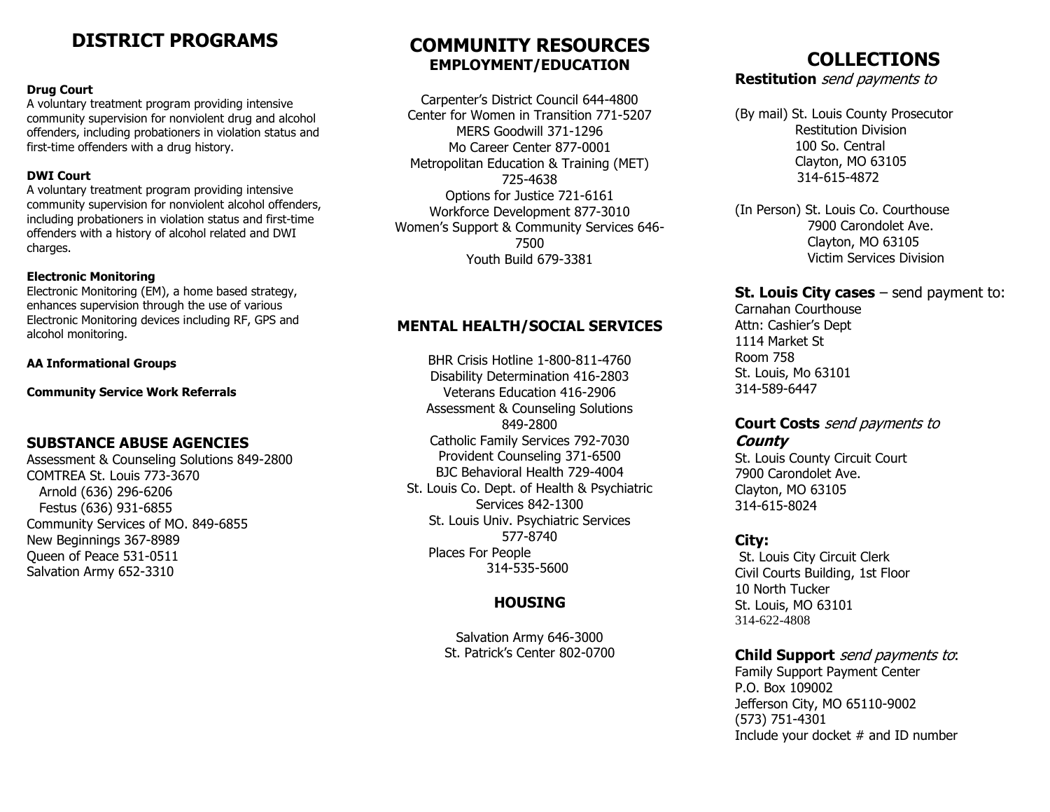# DISTRICT PROGRAMS

**Drug Court**
A voluntary treatment program providing intensive community supervision for nonviolent drug and alcohol offenders, including probationers in violation status and first-time offenders with a drug history.

**DWI Court**
A voluntary treatment program providing intensive community supervision for nonviolent alcohol offenders, including probationers in violation status and first-time offenders with a history of alcohol related and DWI charges.

**Electronic Monitoring**
Electronic Monitoring (EM), a home based strategy, enhances supervision through the use of various Electronic Monitoring devices including RF, GPS and alcohol monitoring.

**AA Informational Groups**

**Community Service Work Referrals**

## SUBSTANCE ABUSE AGENCIES

Assessment & Counseling Solutions 849-2800
COMTREA St. Louis 773-3670
  Arnold (636) 296-6206
  Festus (636) 931-6855
Community Services of MO. 849-6855
New Beginnings 367-8989
Queen of Peace 531-0511
Salvation Army 652-3310

# COMMUNITY RESOURCES

## EMPLOYMENT/EDUCATION

Carpenter's District Council 644-4800
Center for Women in Transition 771-5207
MERS Goodwill 371-1296
Mo Career Center 877-0001
Metropolitan Education & Training (MET) 725-4638
Options for Justice 721-6161
Workforce Development 877-3010
Women's Support & Community Services 646-7500
Youth Build 679-3381

## MENTAL HEALTH/SOCIAL SERVICES

BHR Crisis Hotline 1-800-811-4760
Disability Determination 416-2803
Veterans Education 416-2906
Assessment & Counseling Solutions 849-2800
Catholic Family Services 792-7030
Provident Counseling 371-6500
BJC Behavioral Health 729-4004
St. Louis Co. Dept. of Health & Psychiatric Services 842-1300
St. Louis Univ. Psychiatric Services 577-8740
Places For People 314-535-5600

## HOUSING

Salvation Army 646-3000
St. Patrick's Center 802-0700

# COLLECTIONS

**Restitution** *send payments to*

(By mail) St. Louis County Prosecutor
Restitution Division
100 So. Central
Clayton, MO 63105
314-615-4872

(In Person) St. Louis Co. Courthouse
7900 Carondolet Ave.
Clayton, MO 63105
Victim Services Division

**St. Louis City cases** – send payment to:
Carnahan Courthouse
Attn: Cashier's Dept
1114 Market St
Room 758
St. Louis, Mo 63101
314-589-6447

**Court Costs** *send payments to* ***County***
St. Louis County Circuit Court
7900 Carondolet Ave.
Clayton, MO 63105
314-615-8024

**City:**
St. Louis City Circuit Clerk
Civil Courts Building, 1st Floor
10 North Tucker
St. Louis, MO 63101
314-622-4808

**Child Support** *send payments to*:
Family Support Payment Center
P.O. Box 109002
Jefferson City, MO 65110-9002
(573) 751-4301
Include your docket # and ID number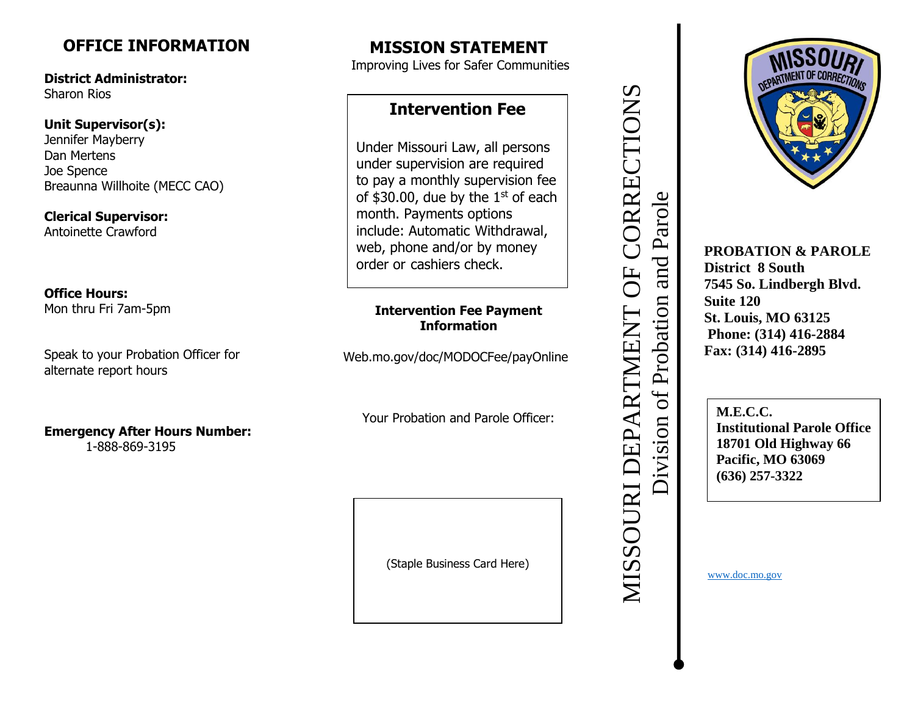## OFFICE INFORMATION

**District Administrator:**
Sharon Rios

**Unit Supervisor(s):**
Jennifer Mayberry
Dan Mertens
Joe Spence
Breaunna Willhoite (MECC CAO)

**Clerical Supervisor:**
Antoinette Crawford

**Office Hours:**
Mon thru Fri 7am-5pm

Speak to your Probation Officer for alternate report hours

**Emergency After Hours Number:**
1-888-869-3195

## MISSION STATEMENT

Improving Lives for Safer Communities

### Intervention Fee

Under Missouri Law, all persons under supervision are required to pay a monthly supervision fee of $30.00, due by the 1st of each month. Payments options include: Automatic Withdrawal, web, phone and/or by money order or cashiers check.

**Intervention Fee Payment Information**

Web.mo.gov/doc/MODOCFee/payOnline

Your Probation and Parole Officer:

(Staple Business Card Here)

# MISSOURI DEPARTMENT OF CORRECTIONS

## Division of Probation and Parole

**PROBATION & PAROLE**
**District 8 South**
**7545 So. Lindbergh Blvd.**
**Suite 120**
**St. Louis, MO 63125**
**Phone: (314) 416-2884**
**Fax: (314) 416-2895**

**M.E.C.C.**
**Institutional Parole Office**
**18701 Old Highway 66**
**Pacific, MO 63069**
**(636) 257-3322**

www.doc.mo.gov